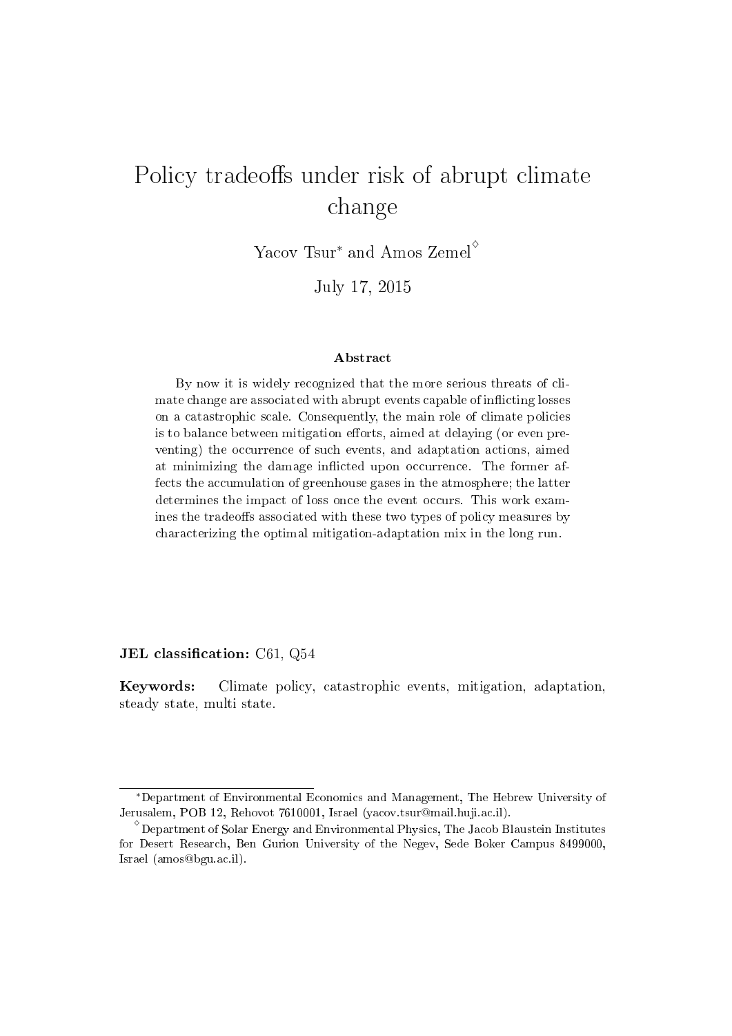# Policy tradeoffs under risk of abrupt climate change

Yacov Tsur* and Amos Zemel◇

July 17, 2015

### Abstract

By now it is widely recognized that the more serious threats of climate change are associated with abrupt events capable of inflicting losses on a catastrophic scale. Consequently, the main role of climate policies is to balance between mitigation efforts, aimed at delaying (or even preventing) the occurrence of such events, and adaptation actions, aimed at minimizing the damage inflicted upon occurrence. The former affects the accumulation of greenhouse gases in the atmosphere; the latter determines the impact of loss once the event occurs. This work examines the tradeoffs associated with these two types of policy measures by characterizing the optimal mitigation-adaptation mix in the long run.

**JEL classification:** C61, Q54

**Keywords:** Climate policy, catastrophic events, mitigation, adaptation, steady state, multi state.

---

*Department of Environmental Economics and Management, The Hebrew University of Jerusalem, POB 12, Rehovot 7610001, Israel (yacov.tsur@mail.huji.ac.il).

◇Department of Solar Energy and Environmental Physics, The Jacob Blaustein Institutes for Desert Research, Ben Gurion University of the Negev, Sede Boker Campus 8499000, Israel (amos@bgu.ac.il).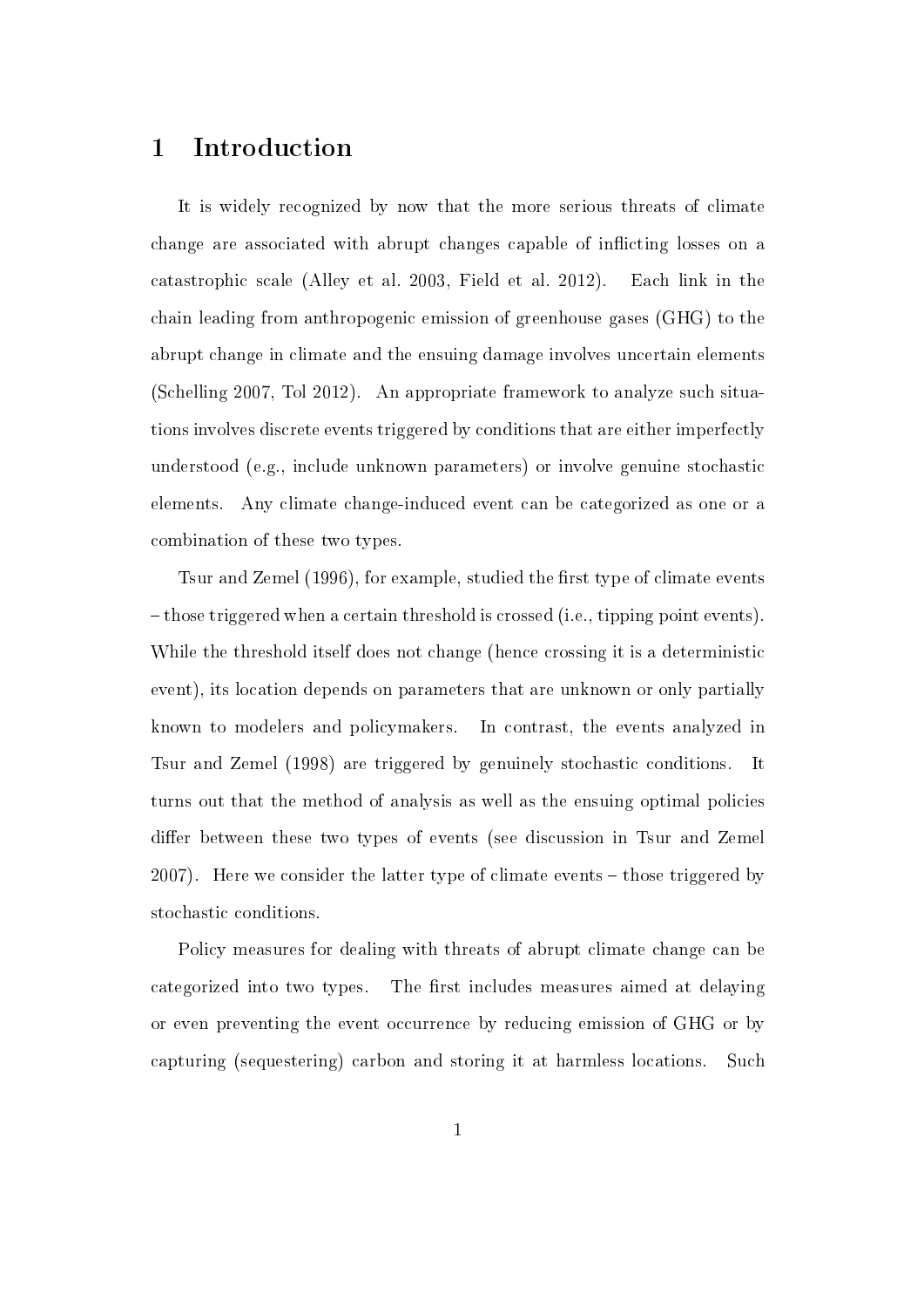# 1 Introduction

It is widely recognized by now that the more serious threats of climate change are associated with abrupt changes capable of inflicting losses on a catastrophic scale (Alley et al. 2003, Field et al. 2012). Each link in the chain leading from anthropogenic emission of greenhouse gases (GHG) to the abrupt change in climate and the ensuing damage involves uncertain elements (Schelling 2007, Tol 2012). An appropriate framework to analyze such situations involves discrete events triggered by conditions that are either imperfectly understood (e.g., include unknown parameters) or involve genuine stochastic elements. Any climate change-induced event can be categorized as one or a combination of these two types.

Tsur and Zemel (1996), for example, studied the first type of climate events – those triggered when a certain threshold is crossed (i.e., tipping point events). While the threshold itself does not change (hence crossing it is a deterministic event), its location depends on parameters that are unknown or only partially known to modelers and policymakers. In contrast, the events analyzed in Tsur and Zemel (1998) are triggered by genuinely stochastic conditions. It turns out that the method of analysis as well as the ensuing optimal policies differ between these two types of events (see discussion in Tsur and Zemel 2007). Here we consider the latter type of climate events – those triggered by stochastic conditions.

Policy measures for dealing with threats of abrupt climate change can be categorized into two types. The first includes measures aimed at delaying or even preventing the event occurrence by reducing emission of GHG or by capturing (sequestering) carbon and storing it at harmless locations. Such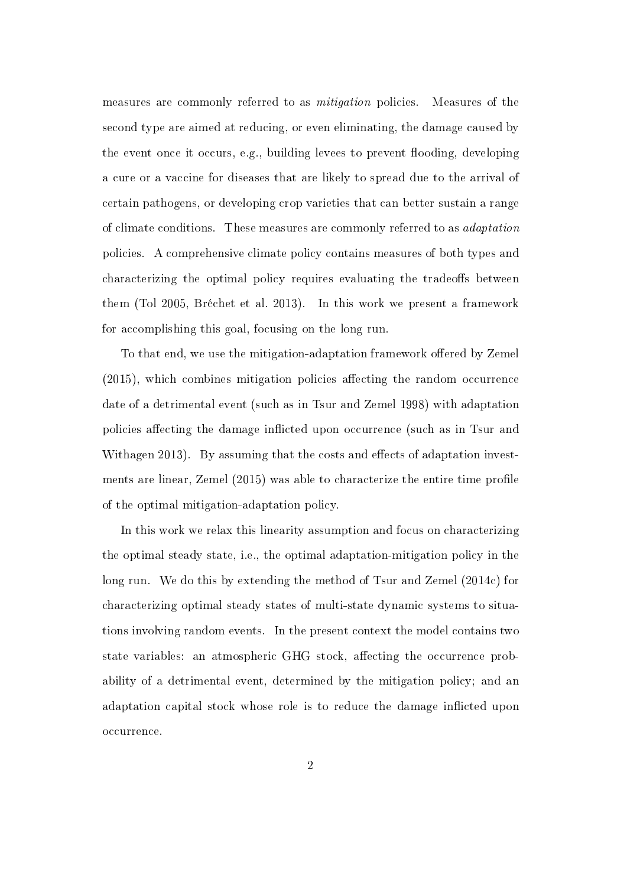measures are commonly referred to as *mitigation* policies. Measures of the second type are aimed at reducing, or even eliminating, the damage caused by the event once it occurs, e.g., building levees to prevent flooding, developing a cure or a vaccine for diseases that are likely to spread due to the arrival of certain pathogens, or developing crop varieties that can better sustain a range of climate conditions. These measures are commonly referred to as *adaptation* policies. A comprehensive climate policy contains measures of both types and characterizing the optimal policy requires evaluating the tradeoffs between them (Tol 2005, Bréchet et al. 2013). In this work we present a framework for accomplishing this goal, focusing on the long run.

To that end, we use the mitigation-adaptation framework offered by Zemel (2015), which combines mitigation policies affecting the random occurrence date of a detrimental event (such as in Tsur and Zemel 1998) with adaptation policies affecting the damage inflicted upon occurrence (such as in Tsur and Withagen 2013). By assuming that the costs and effects of adaptation investments are linear, Zemel (2015) was able to characterize the entire time profile of the optimal mitigation-adaptation policy.

In this work we relax this linearity assumption and focus on characterizing the optimal steady state, i.e., the optimal adaptation-mitigation policy in the long run. We do this by extending the method of Tsur and Zemel (2014c) for characterizing optimal steady states of multi-state dynamic systems to situations involving random events. In the present context the model contains two state variables: an atmospheric GHG stock, affecting the occurrence probability of a detrimental event, determined by the mitigation policy; and an adaptation capital stock whose role is to reduce the damage inflicted upon occurrence.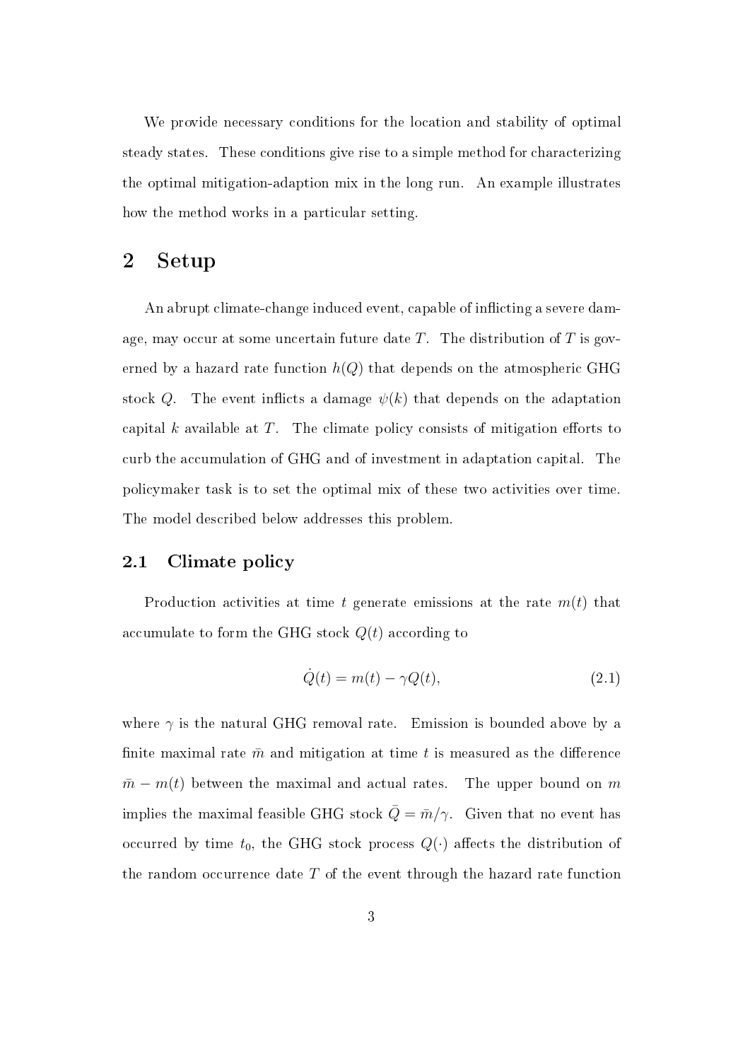We provide necessary conditions for the location and stability of optimal steady states. These conditions give rise to a simple method for characterizing the optimal mitigation-adaption mix in the long run. An example illustrates how the method works in a particular setting.

# 2 Setup

An abrupt climate-change induced event, capable of inflicting a severe damage, may occur at some uncertain future date $T$. The distribution of $T$ is governed by a hazard rate function $h(Q)$ that depends on the atmospheric GHG stock $Q$. The event inflicts a damage $\psi(k)$ that depends on the adaptation capital $k$ available at $T$. The climate policy consists of mitigation efforts to curb the accumulation of GHG and of investment in adaptation capital. The policymaker task is to set the optimal mix of these two activities over time. The model described below addresses this problem.

## 2.1 Climate policy

Production activities at time $t$ generate emissions at the rate $m(t)$ that accumulate to form the GHG stock $Q(t)$ according to

$$\dot{Q}(t) = m(t) - \gamma Q(t), \tag{2.1}$$

where $\gamma$ is the natural GHG removal rate. Emission is bounded above by a finite maximal rate $\bar{m}$ and mitigation at time $t$ is measured as the difference $\bar{m} - m(t)$ between the maximal and actual rates. The upper bound on $m$ implies the maximal feasible GHG stock $\bar{Q} = \bar{m}/\gamma$. Given that no event has occurred by time $t_0$, the GHG stock process $Q(\cdot)$ affects the distribution of the random occurrence date $T$ of the event through the hazard rate function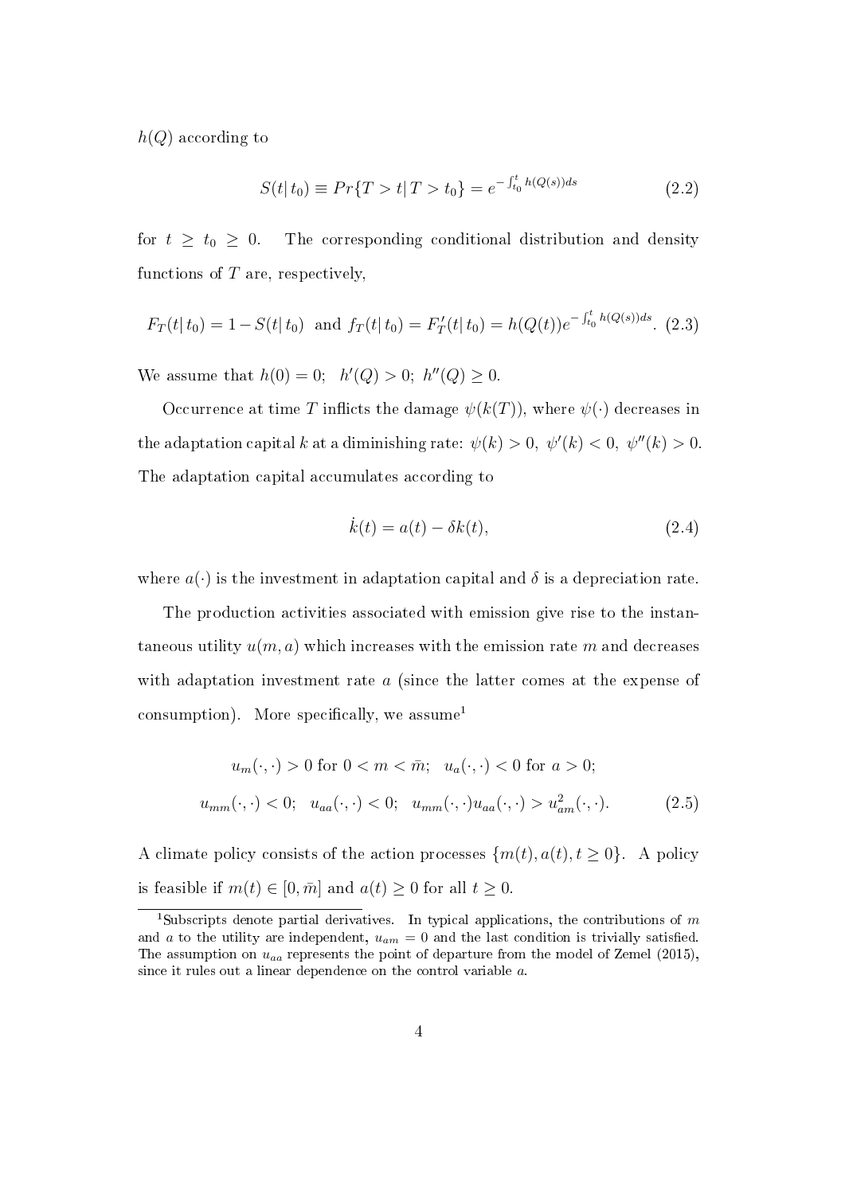$h(Q)$ according to

$$S(t|\, t_0) \equiv Pr\{T > t|\, T > t_0\} = e^{-\int_{t_0}^{t} h(Q(s))ds} \tag{2.2}$$

for $t \geq t_0 \geq 0$. The corresponding conditional distribution and density functions of $T$ are, respectively,

$$F_T(t|\, t_0) = 1 - S(t|\, t_0) \text{ and } f_T(t|\, t_0) = F_T'(t|\, t_0) = h(Q(t))e^{-\int_{t_0}^{t} h(Q(s))ds}. \tag{2.3}$$

We assume that $h(0) = 0$; $h'(Q) > 0$; $h''(Q) \geq 0$.

Occurrence at time $T$ inflicts the damage $\psi(k(T))$, where $\psi(\cdot)$ decreases in the adaptation capital $k$ at a diminishing rate: $\psi(k) > 0$, $\psi'(k) < 0$, $\psi''(k) > 0$. The adaptation capital accumulates according to

$$\dot{k}(t) = a(t) - \delta k(t), \tag{2.4}$$

where $a(\cdot)$ is the investment in adaptation capital and $\delta$ is a depreciation rate.

The production activities associated with emission give rise to the instantaneous utility $u(m, a)$ which increases with the emission rate $m$ and decreases with adaptation investment rate $a$ (since the latter comes at the expense of consumption). More specifically, we assume[1]

$$\begin{aligned} &u_m(\cdot,\cdot) > 0 \text{ for } 0 < m < \bar{m}; \quad u_a(\cdot,\cdot) < 0 \text{ for } a > 0; \\ &u_{mm}(\cdot,\cdot) < 0; \quad u_{aa}(\cdot,\cdot) < 0; \quad u_{mm}(\cdot,\cdot)u_{aa}(\cdot,\cdot) > u_{am}^2(\cdot,\cdot). \end{aligned} \tag{2.5}$$

A climate policy consists of the action processes $\{m(t), a(t), t \geq 0\}$. A policy is feasible if $m(t) \in [0, \bar{m}]$ and $a(t) \geq 0$ for all $t \geq 0$.

[1] Subscripts denote partial derivatives. In typical applications, the contributions of $m$ and $a$ to the utility are independent, $u_{am} = 0$ and the last condition is trivially satisfied. The assumption on $u_{aa}$ represents the point of departure from the model of Zemel (2015), since it rules out a linear dependence on the control variable $a$.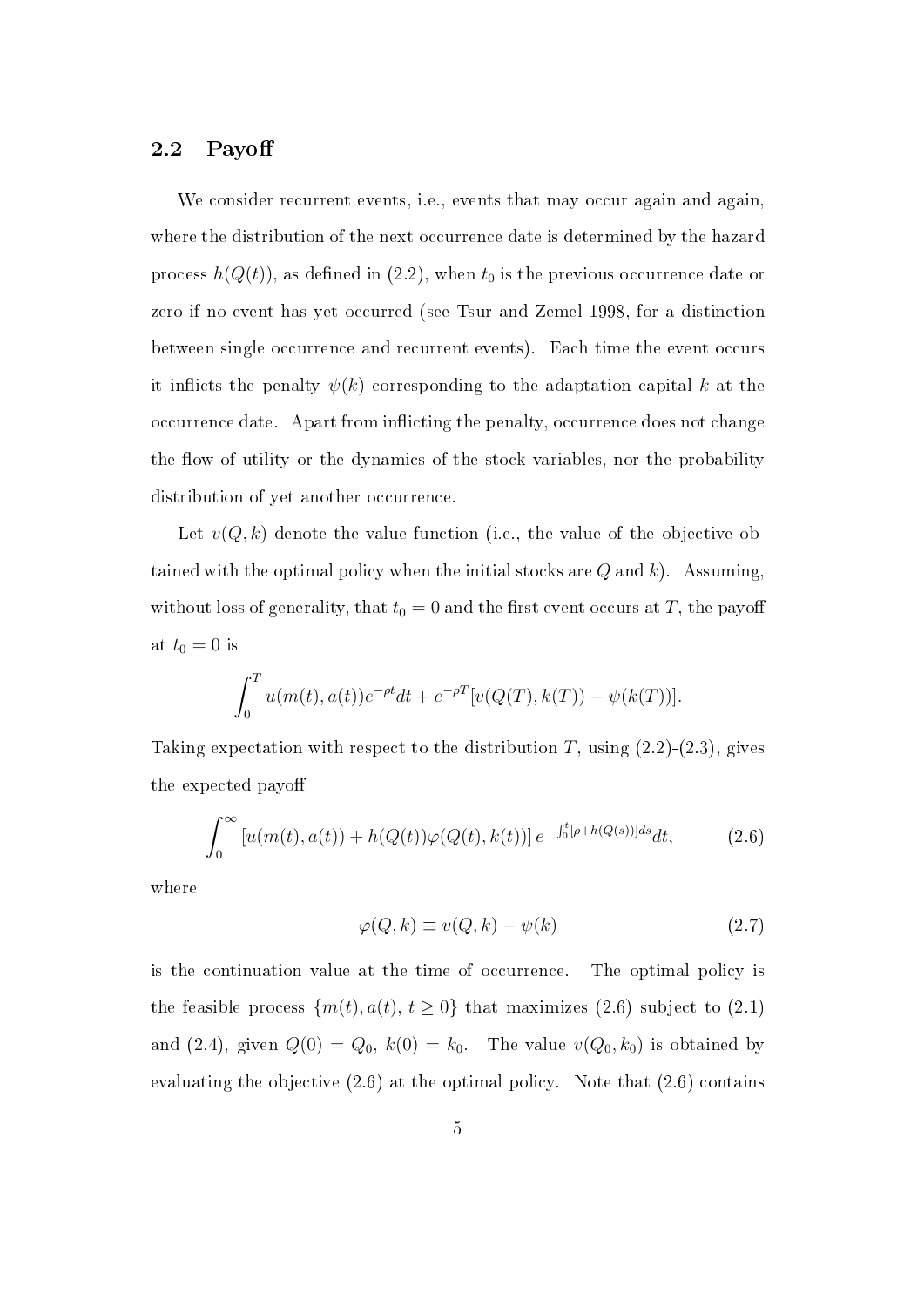## 2.2 Payoff

We consider recurrent events, i.e., events that may occur again and again, where the distribution of the next occurrence date is determined by the hazard process $h(Q(t))$, as defined in (2.2), when $t_0$ is the previous occurrence date or zero if no event has yet occurred (see Tsur and Zemel 1998, for a distinction between single occurrence and recurrent events). Each time the event occurs it inflicts the penalty $\psi(k)$ corresponding to the adaptation capital $k$ at the occurrence date. Apart from inflicting the penalty, occurrence does not change the flow of utility or the dynamics of the stock variables, nor the probability distribution of yet another occurrence.

Let $v(Q,k)$ denote the value function (i.e., the value of the objective obtained with the optimal policy when the initial stocks are $Q$ and $k$). Assuming, without loss of generality, that $t_0 = 0$ and the first event occurs at $T$, the payoff at $t_0 = 0$ is

$$\int_0^T u(m(t),a(t))e^{-\rho t}dt + e^{-\rho T}[v(Q(T),k(T)) - \psi(k(T))].$$

Taking expectation with respect to the distribution $T$, using (2.2)-(2.3), gives the expected payoff

$$\int_0^\infty [u(m(t),a(t)) + h(Q(t))\varphi(Q(t),k(t))]\, e^{-\int_0^t [\rho + h(Q(s))]ds}dt, \tag{2.6}$$

where

$$\varphi(Q,k) \equiv v(Q,k) - \psi(k) \tag{2.7}$$

is the continuation value at the time of occurrence. The optimal policy is the feasible process $\{m(t), a(t), t \geq 0\}$ that maximizes (2.6) subject to (2.1) and (2.4), given $Q(0) = Q_0$, $k(0) = k_0$. The value $v(Q_0, k_0)$ is obtained by evaluating the objective (2.6) at the optimal policy. Note that (2.6) contains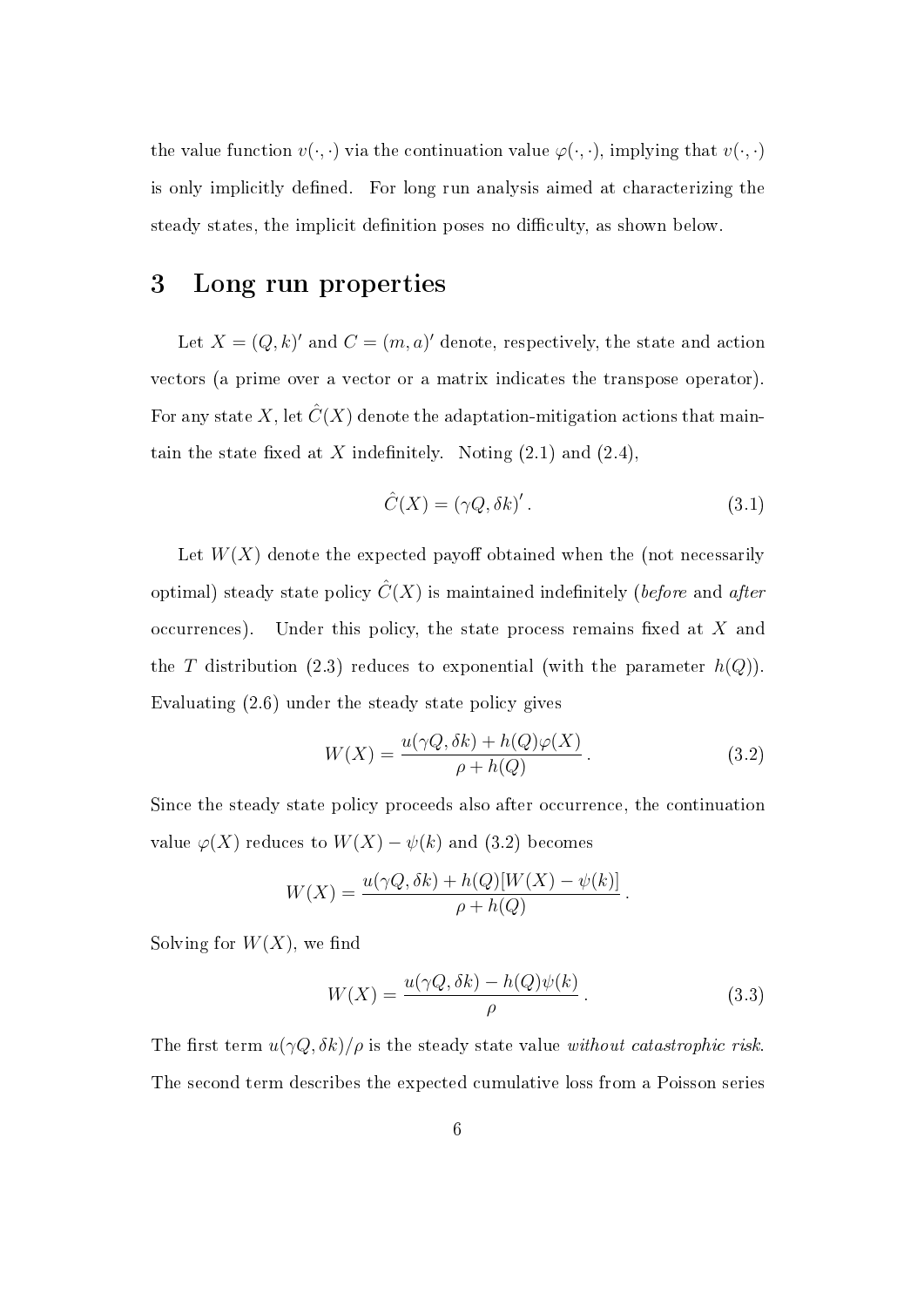the value function $v(\cdot,\cdot)$ via the continuation value $\varphi(\cdot,\cdot)$, implying that $v(\cdot,\cdot)$ is only implicitly defined. For long run analysis aimed at characterizing the steady states, the implicit definition poses no difficulty, as shown below.

# 3 Long run properties

Let $X = (Q,k)'$ and $C = (m,a)'$ denote, respectively, the state and action vectors (a prime over a vector or a matrix indicates the transpose operator). For any state $X$, let $\hat{C}(X)$ denote the adaptation-mitigation actions that maintain the state fixed at $X$ indefinitely. Noting (2.1) and (2.4),

$$\hat{C}(X) = (\gamma Q, \delta k)'. \tag{3.1}$$

Let $W(X)$ denote the expected payoff obtained when the (not necessarily optimal) steady state policy $\hat{C}(X)$ is maintained indefinitely (*before* and *after* occurrences). Under this policy, the state process remains fixed at $X$ and the $T$ distribution (2.3) reduces to exponential (with the parameter $h(Q)$). Evaluating (2.6) under the steady state policy gives

$$W(X) = \frac{u(\gamma Q, \delta k) + h(Q)\varphi(X)}{\rho + h(Q)}. \tag{3.2}$$

Since the steady state policy proceeds also after occurrence, the continuation value $\varphi(X)$ reduces to $W(X) - \psi(k)$ and (3.2) becomes

$$W(X) = \frac{u(\gamma Q, \delta k) + h(Q)[W(X) - \psi(k)]}{\rho + h(Q)}.$$

Solving for $W(X)$, we find

$$W(X) = \frac{u(\gamma Q, \delta k) - h(Q)\psi(k)}{\rho}. \tag{3.3}$$

The first term $u(\gamma Q, \delta k)/\rho$ is the steady state value *without catastrophic risk*. The second term describes the expected cumulative loss from a Poisson series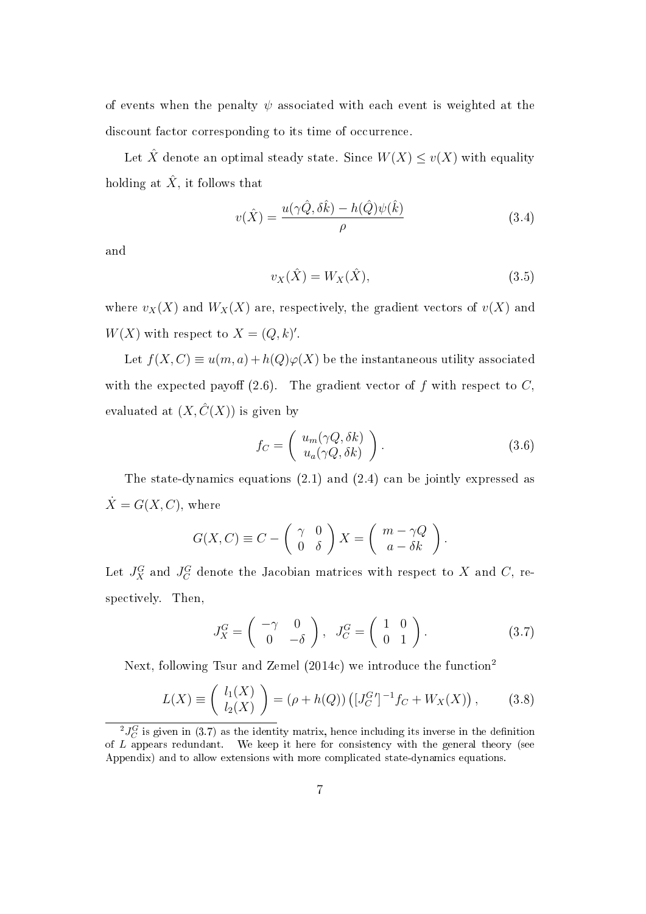of events when the penalty $\psi$ associated with each event is weighted at the discount factor corresponding to its time of occurrence.

Let $\hat{X}$ denote an optimal steady state. Since $W(X) \leq v(X)$ with equality holding at $\hat{X}$, it follows that

$$v(\hat{X}) = \frac{u(\gamma\hat{Q}, \delta\hat{k}) - h(\hat{Q})\psi(\hat{k})}{\rho} \tag{3.4}$$

and

$$v_X(\hat{X}) = W_X(\hat{X}), \tag{3.5}$$

where $v_X(X)$ and $W_X(X)$ are, respectively, the gradient vectors of $v(X)$ and $W(X)$ with respect to $X = (Q, k)'$.

Let $f(X, C) \equiv u(m, a) + h(Q)\varphi(X)$ be the instantaneous utility associated with the expected payoff (2.6). The gradient vector of $f$ with respect to $C$, evaluated at $(X, \hat{C}(X))$ is given by

$$f_C = \begin{pmatrix} u_m(\gamma Q, \delta k) \\ u_a(\gamma Q, \delta k) \end{pmatrix}. \tag{3.6}$$

The state-dynamics equations (2.1) and (2.4) can be jointly expressed as $\dot{X} = G(X, C)$, where

$$G(X, C) \equiv C - \begin{pmatrix} \gamma & 0 \\ 0 & \delta \end{pmatrix} X = \begin{pmatrix} m - \gamma Q \\ a - \delta k \end{pmatrix}.$$

Let $J_X^G$ and $J_C^G$ denote the Jacobian matrices with respect to $X$ and $C$, respectively. Then,

$$J_X^G = \begin{pmatrix} -\gamma & 0 \\ 0 & -\delta \end{pmatrix}, \quad J_C^G = \begin{pmatrix} 1 & 0 \\ 0 & 1 \end{pmatrix}. \tag{3.7}$$

Next, following Tsur and Zemel (2014c) we introduce the function[2]

$$L(X) \equiv \begin{pmatrix} l_1(X) \\ l_2(X) \end{pmatrix} = (\rho + h(Q)) \left( [J_C^{G\prime}]^{-1} f_C + W_X(X) \right), \tag{3.8}$$

[2] $J_C^G$ is given in (3.7) as the identity matrix, hence including its inverse in the definition of $L$ appears redundant. We keep it here for consistency with the general theory (see Appendix) and to allow extensions with more complicated state-dynamics equations.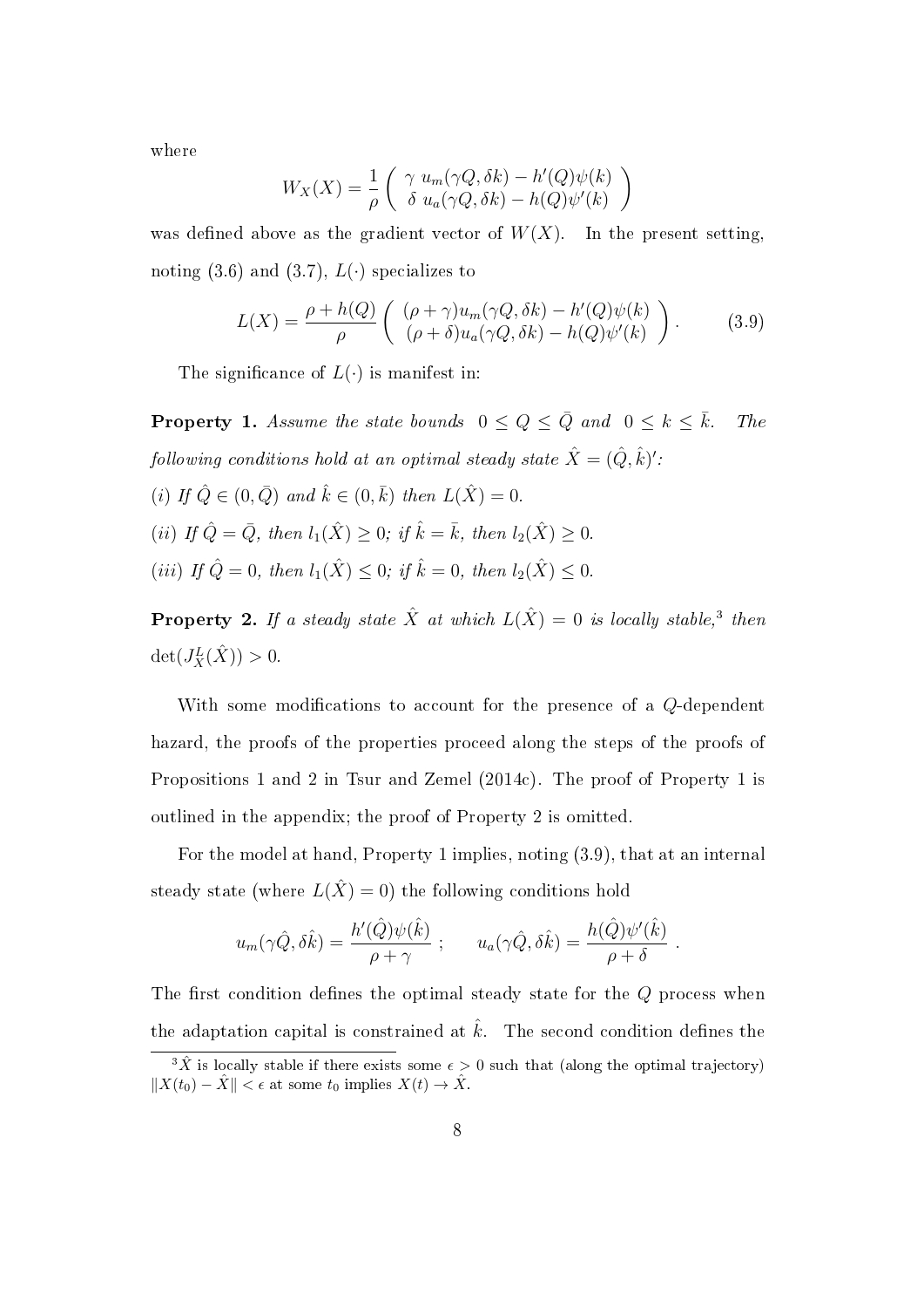where

$$W_X(X) = \frac{1}{\rho}\left( \begin{array}{c} \gamma \; u_m(\gamma Q, \delta k) - h'(Q)\psi(k) \\ \delta \; u_a(\gamma Q, \delta k) - h(Q)\psi'(k) \end{array} \right)$$

was defined above as the gradient vector of $W(X)$. In the present setting, noting (3.6) and (3.7), $L(\cdot)$ specializes to

$$L(X) = \frac{\rho + h(Q)}{\rho}\left( \begin{array}{c} (\rho+\gamma)u_m(\gamma Q, \delta k) - h'(Q)\psi(k) \\ (\rho+\delta)u_a(\gamma Q, \delta k) - h(Q)\psi'(k) \end{array} \right). \tag{3.9}$$

The significance of $L(\cdot)$ is manifest in:

**Property 1.** *Assume the state bounds* $0 \le Q \le \bar{Q}$ *and* $0 \le k \le \bar{k}$. *The following conditions hold at an optimal steady state* $\hat{X} = (\hat{Q}, \hat{k})'$*:*

*(i) If* $\hat{Q} \in (0, \bar{Q})$ *and* $\hat{k} \in (0, \bar{k})$ *then* $L(\hat{X}) = 0$.

*(ii) If* $\hat{Q} = \bar{Q}$*, then* $l_1(\hat{X}) \ge 0$*; if* $\hat{k} = \bar{k}$*, then* $l_2(\hat{X}) \ge 0$.

*(iii) If* $\hat{Q} = 0$*, then* $l_1(\hat{X}) \le 0$*; if* $\hat{k} = 0$*, then* $l_2(\hat{X}) \le 0$.

**Property 2.** *If a steady state* $\hat{X}$ *at which* $L(\hat{X}) = 0$ *is locally stable,*[3] *then* $\det(J_X^L(\hat{X})) > 0$.

With some modifications to account for the presence of a $Q$-dependent hazard, the proofs of the properties proceed along the steps of the proofs of Propositions 1 and 2 in Tsur and Zemel (2014c). The proof of Property 1 is outlined in the appendix; the proof of Property 2 is omitted.

For the model at hand, Property 1 implies, noting (3.9), that at an internal steady state (where $L(\hat{X}) = 0$) the following conditions hold

$$u_m(\gamma\hat{Q}, \delta\hat{k}) = \frac{h'(\hat{Q})\psi(\hat{k})}{\rho+\gamma}\;; \qquad u_a(\gamma\hat{Q}, \delta\hat{k}) = \frac{h(\hat{Q})\psi'(\hat{k})}{\rho+\delta}\;.$$

The first condition defines the optimal steady state for the $Q$ process when the adaptation capital is constrained at $\hat{k}$. The second condition defines the

[3] $\hat{X}$ is locally stable if there exists some $\epsilon > 0$ such that (along the optimal trajectory) $\|X(t_0) - \hat{X}\| < \epsilon$ at some $t_0$ implies $X(t) \to \hat{X}$.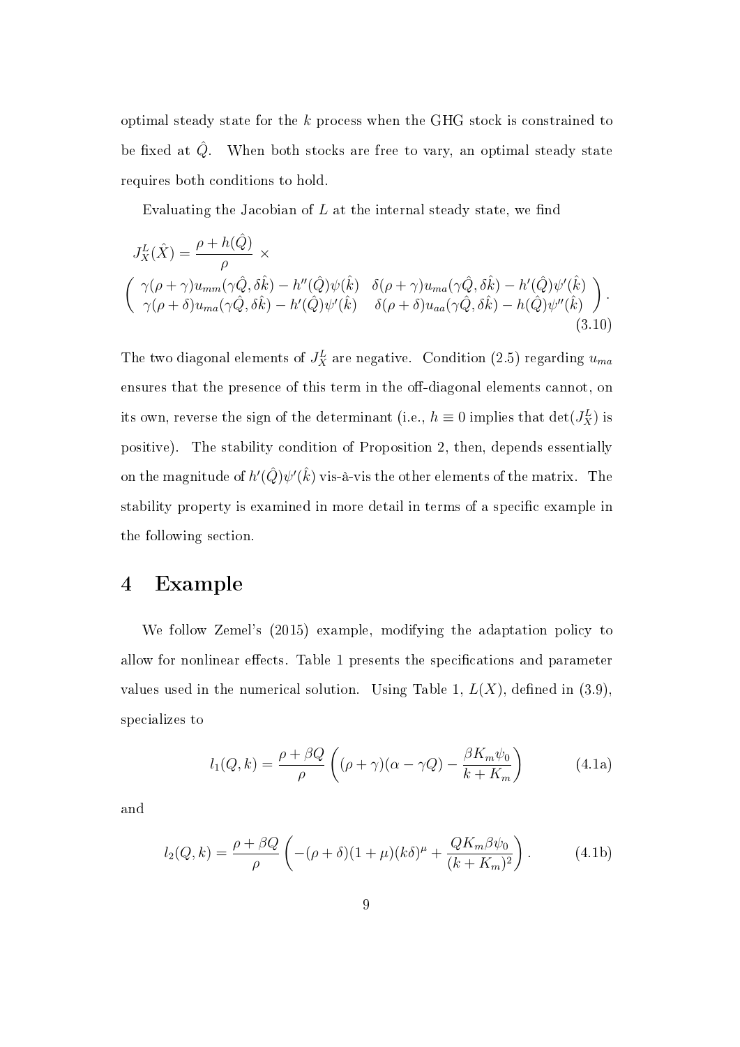optimal steady state for the $k$ process when the GHG stock is constrained to be fixed at $\hat{Q}$. When both stocks are free to vary, an optimal steady state requires both conditions to hold.

Evaluating the Jacobian of $L$ at the internal steady state, we find

$$J_X^L(\hat{X}) = \frac{\rho + h(\hat{Q})}{\rho} \times \begin{pmatrix} \gamma(\rho+\gamma)u_{mm}(\gamma\hat{Q}, \delta\hat{k}) - h''(\hat{Q})\psi(\hat{k}) & \delta(\rho+\gamma)u_{ma}(\gamma\hat{Q}, \delta\hat{k}) - h'(\hat{Q})\psi'(\hat{k}) \\ \gamma(\rho+\delta)u_{ma}(\gamma\hat{Q}, \delta\hat{k}) - h'(\hat{Q})\psi'(\hat{k}) & \delta(\rho+\delta)u_{aa}(\gamma\hat{Q}, \delta\hat{k}) - h(\hat{Q})\psi''(\hat{k}) \end{pmatrix}. \tag{3.10}$$

The two diagonal elements of $J_X^L$ are negative. Condition (2.5) regarding $u_{ma}$ ensures that the presence of this term in the off-diagonal elements cannot, on its own, reverse the sign of the determinant (i.e., $h \equiv 0$ implies that $\det(J_X^L)$ is positive). The stability condition of Proposition 2, then, depends essentially on the magnitude of $h'(\hat{Q})\psi'(\hat{k})$ vis-à-vis the other elements of the matrix. The stability property is examined in more detail in terms of a specific example in the following section.

# 4 Example

We follow Zemel's (2015) example, modifying the adaptation policy to allow for nonlinear effects. Table 1 presents the specifications and parameter values used in the numerical solution. Using Table 1, $L(X)$, defined in (3.9), specializes to

$$l_1(Q,k) = \frac{\rho + \beta Q}{\rho}\left((\rho+\gamma)(\alpha - \gamma Q) - \frac{\beta K_m \psi_0}{k + K_m}\right) \tag{4.1a}$$

and

$$l_2(Q,k) = \frac{\rho + \beta Q}{\rho}\left(-(\rho+\delta)(1+\mu)(k\delta)^{\mu} + \frac{Q K_m \beta \psi_0}{(k+K_m)^2}\right). \tag{4.1b}$$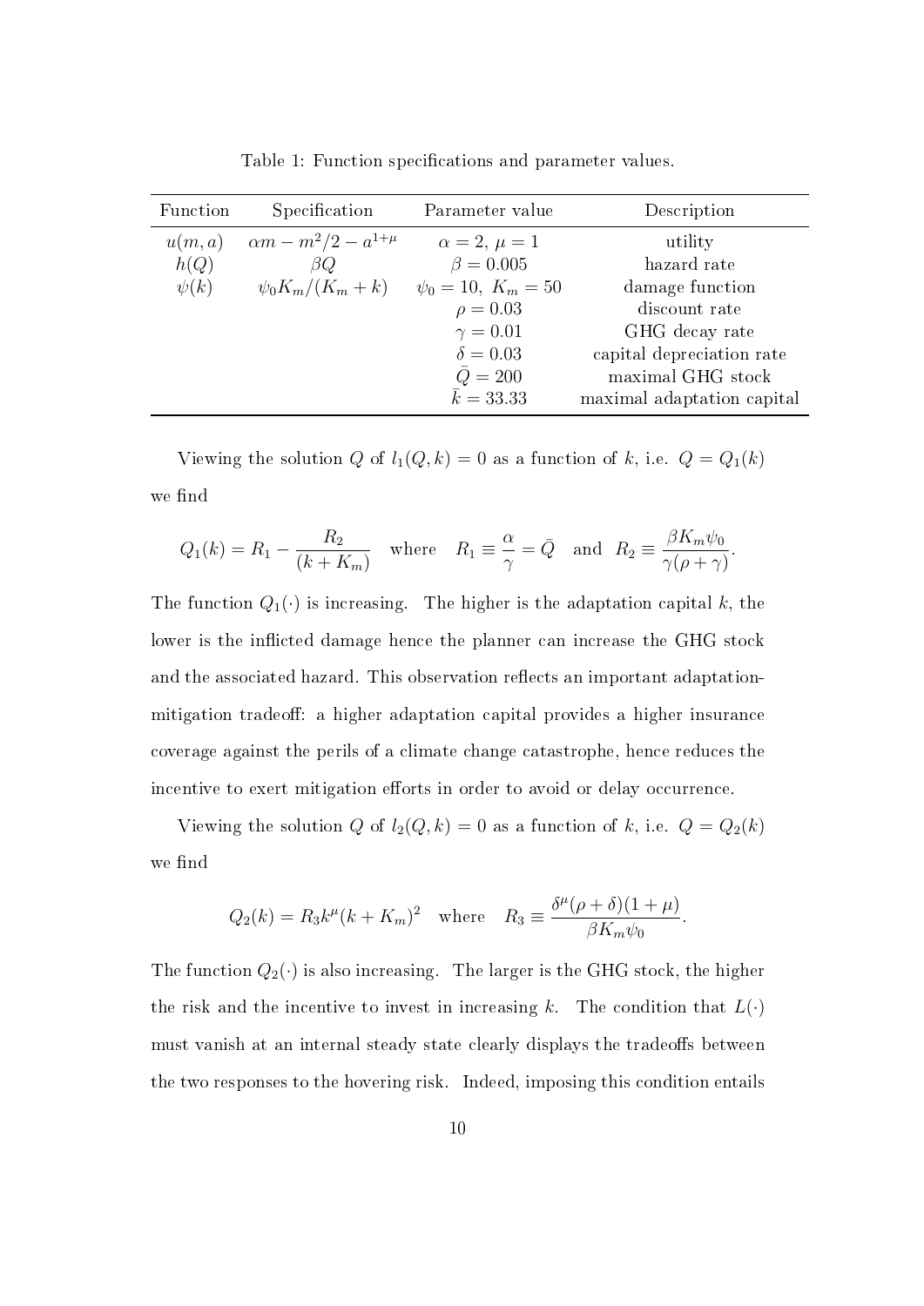Table 1: Function specifications and parameter values.

| Function | Specification | Parameter value | Description |
|---|---|---|---|
| $u(m,a)$ | $\alpha m - m^2/2 - a^{1+\mu}$ | $\alpha = 2,\ \mu = 1$ | utility |
| $h(Q)$ | $\beta Q$ | $\beta = 0.005$ | hazard rate |
| $\psi(k)$ | $\psi_0 K_m/(K_m + k)$ | $\psi_0 = 10,\ K_m = 50$ | damage function |
| | | $\rho = 0.03$ | discount rate |
| | | $\gamma = 0.01$ | GHG decay rate |
| | | $\delta = 0.03$ | capital depreciation rate |
| | | $\bar{Q} = 200$ | maximal GHG stock |
| | | $\bar{k} = 33.33$ | maximal adaptation capital |

Viewing the solution $Q$ of $l_1(Q,k) = 0$ as a function of $k$, i.e. $Q = Q_1(k)$ we find

$$Q_1(k) = R_1 - \frac{R_2}{(k + K_m)} \quad \text{where} \quad R_1 \equiv \frac{\alpha}{\gamma} = \bar{Q} \quad \text{and} \quad R_2 \equiv \frac{\beta K_m \psi_0}{\gamma(\rho + \gamma)}.$$

The function $Q_1(\cdot)$ is increasing. The higher is the adaptation capital $k$, the lower is the inflicted damage hence the planner can increase the GHG stock and the associated hazard. This observation reflects an important adaptation-mitigation tradeoff: a higher adaptation capital provides a higher insurance coverage against the perils of a climate change catastrophe, hence reduces the incentive to exert mitigation efforts in order to avoid or delay occurrence.

Viewing the solution $Q$ of $l_2(Q,k) = 0$ as a function of $k$, i.e. $Q = Q_2(k)$ we find

$$Q_2(k) = R_3 k^{\mu}(k + K_m)^2 \quad \text{where} \quad R_3 \equiv \frac{\delta^{\mu}(\rho + \delta)(1 + \mu)}{\beta K_m \psi_0}.$$

The function $Q_2(\cdot)$ is also increasing. The larger is the GHG stock, the higher the risk and the incentive to invest in increasing $k$. The condition that $L(\cdot)$ must vanish at an internal steady state clearly displays the tradeoffs between the two responses to the hovering risk. Indeed, imposing this condition entails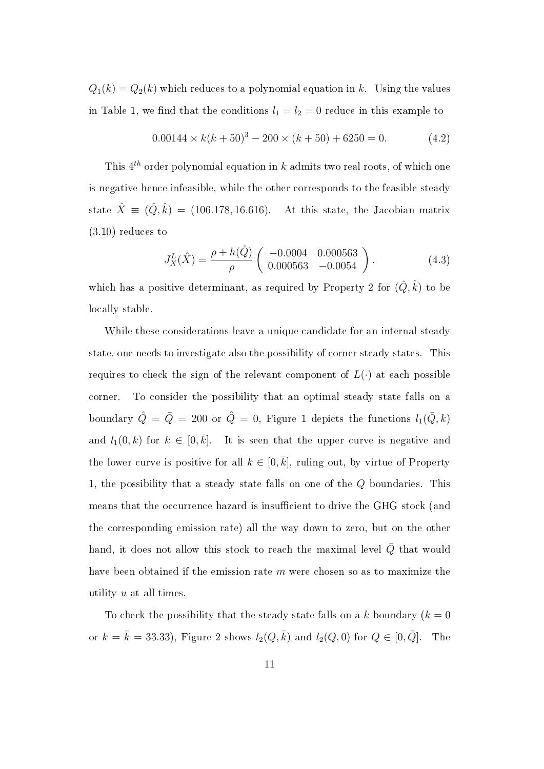$Q_1(k) = Q_2(k)$ which reduces to a polynomial equation in $k$. Using the values in Table 1, we find that the conditions $l_1 = l_2 = 0$ reduce in this example to

$$0.00144 \times k(k+50)^3 - 200 \times (k+50) + 6250 = 0. \tag{4.2}$$

This $4^{th}$ order polynomial equation in $k$ admits two real roots, of which one is negative hence infeasible, while the other corresponds to the feasible steady state $\hat{X} \equiv (\hat{Q}, \hat{k}) = (106.178, 16.616)$. At this state, the Jacobian matrix (3.10) reduces to

$$J_X^L(\hat{X}) = \frac{\rho + h(\hat{Q})}{\rho} \begin{pmatrix} -0.0004 & 0.000563 \\ 0.000563 & -0.0054 \end{pmatrix}. \tag{4.3}$$

which has a positive determinant, as required by Property 2 for $(\hat{Q}, \hat{k})$ to be locally stable.

While these considerations leave a unique candidate for an internal steady state, one needs to investigate also the possibility of corner steady states. This requires to check the sign of the relevant component of $L(\cdot)$ at each possible corner. To consider the possibility that an optimal steady state falls on a boundary $\hat{Q} = \bar{Q} = 200$ or $\hat{Q} = 0$, Figure 1 depicts the functions $l_1(\bar{Q}, k)$ and $l_1(0, k)$ for $k \in [0, \bar{k}]$. It is seen that the upper curve is negative and the lower curve is positive for all $k \in [0, \bar{k}]$, ruling out, by virtue of Property 1, the possibility that a steady state falls on one of the $Q$ boundaries. This means that the occurrence hazard is insufficient to drive the GHG stock (and the corresponding emission rate) all the way down to zero, but on the other hand, it does not allow this stock to reach the maximal level $\bar{Q}$ that would have been obtained if the emission rate $m$ were chosen so as to maximize the utility $u$ at all times.

To check the possibility that the steady state falls on a $k$ boundary ($k = 0$ or $k = \bar{k} = 33.33$), Figure 2 shows $l_2(Q, \bar{k})$ and $l_2(Q, 0)$ for $Q \in [0, \bar{Q}]$. The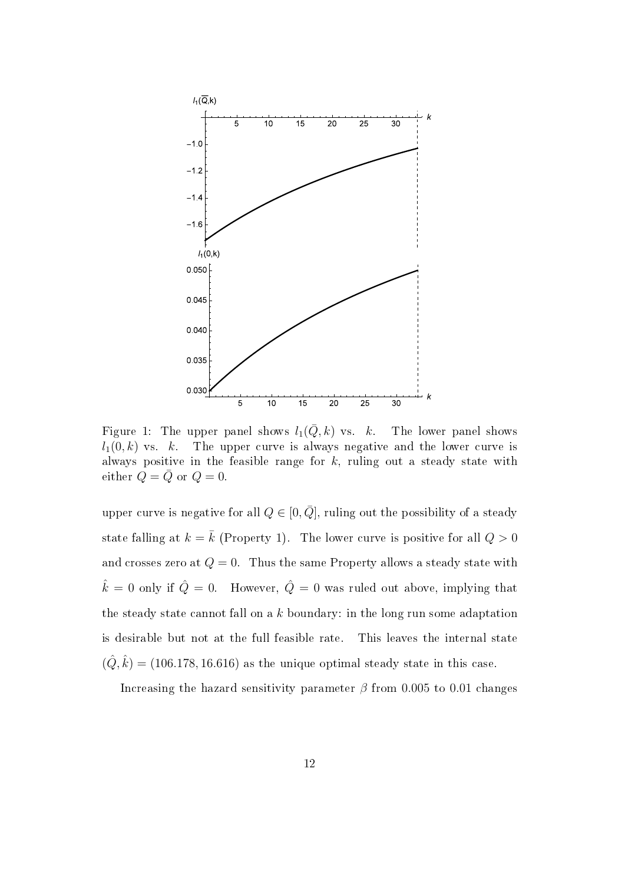Figure 1: The upper panel shows $l_1(\bar{Q}, k)$ vs. $k$. The lower panel shows $l_1(0, k)$ vs. $k$. The upper curve is always negative and the lower curve is always positive in the feasible range for $k$, ruling out a steady state with either $Q = \bar{Q}$ or $Q = 0$.

upper curve is negative for all $Q \in [0, \bar{Q}]$, ruling out the possibility of a steady state falling at $k = \bar{k}$ (Property 1). The lower curve is positive for all $Q > 0$ and crosses zero at $Q = 0$. Thus the same Property allows a steady state with $\hat{k} = 0$ only if $\hat{Q} = 0$. However, $\hat{Q} = 0$ was ruled out above, implying that the steady state cannot fall on a $k$ boundary: in the long run some adaptation is desirable but not at the full feasible rate. This leaves the internal state $(\hat{Q}, \hat{k}) = (106.178, 16.616)$ as the unique optimal steady state in this case.

Increasing the hazard sensitivity parameter $\beta$ from 0.005 to 0.01 changes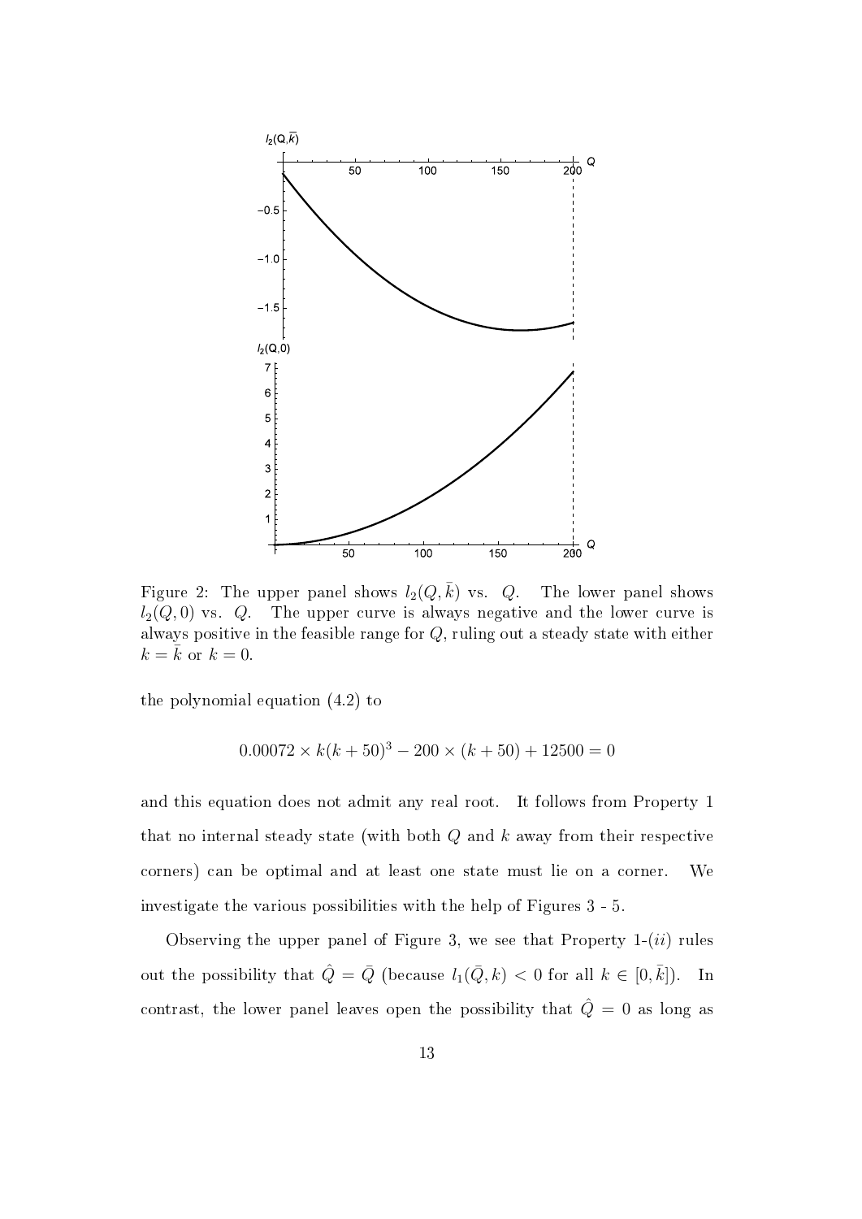Figure 2: The upper panel shows $l_2(Q, \bar{k})$ vs. $Q$. The lower panel shows $l_2(Q, 0)$ vs. $Q$. The upper curve is always negative and the lower curve is always positive in the feasible range for $Q$, ruling out a steady state with either $k = \bar{k}$ or $k = 0$.

the polynomial equation (4.2) to

$$0.00072 \times k(k + 50)^3 - 200 \times (k + 50) + 12500 = 0$$

and this equation does not admit any real root. It follows from Property 1 that no internal steady state (with both $Q$ and $k$ away from their respective corners) can be optimal and at least one state must lie on a corner. We investigate the various possibilities with the help of Figures 3 - 5.

Observing the upper panel of Figure 3, we see that Property 1-$(ii)$ rules out the possibility that $\hat{Q} = \bar{Q}$ (because $l_1(\bar{Q}, k) < 0$ for all $k \in [0, \bar{k}]$). In contrast, the lower panel leaves open the possibility that $\hat{Q} = 0$ as long as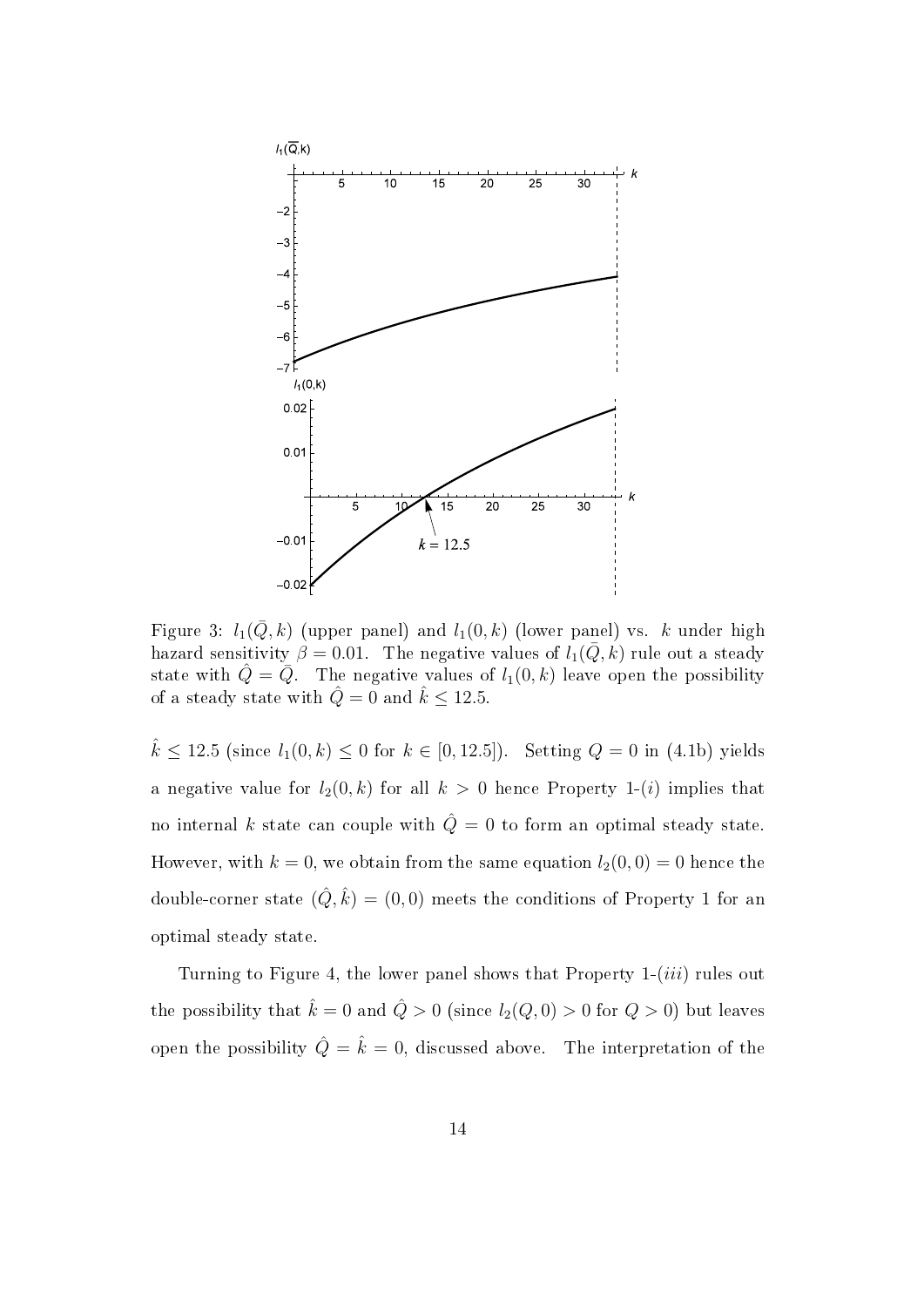Figure 3: $l_1(\bar{Q}, k)$ (upper panel) and $l_1(0, k)$ (lower panel) vs. $k$ under high hazard sensitivity $\beta = 0.01$. The negative values of $l_1(\bar{Q}, k)$ rule out a steady state with $\hat{Q} = \bar{Q}$. The negative values of $l_1(0, k)$ leave open the possibility of a steady state with $\hat{Q} = 0$ and $\hat{k} \leq 12.5$.

$\hat{k} \leq 12.5$ (since $l_1(0, k) \leq 0$ for $k \in [0, 12.5]$). Setting $Q = 0$ in (4.1b) yields a negative value for $l_2(0, k)$ for all $k > 0$ hence Property 1-($i$) implies that no internal $k$ state can couple with $\hat{Q} = 0$ to form an optimal steady state. However, with $k = 0$, we obtain from the same equation $l_2(0, 0) = 0$ hence the double-corner state $(\hat{Q}, \hat{k}) = (0, 0)$ meets the conditions of Property 1 for an optimal steady state.

Turning to Figure 4, the lower panel shows that Property 1-($iii$) rules out the possibility that $\hat{k} = 0$ and $\hat{Q} > 0$ (since $l_2(Q, 0) > 0$ for $Q > 0$) but leaves open the possibility $\hat{Q} = \hat{k} = 0$, discussed above. The interpretation of the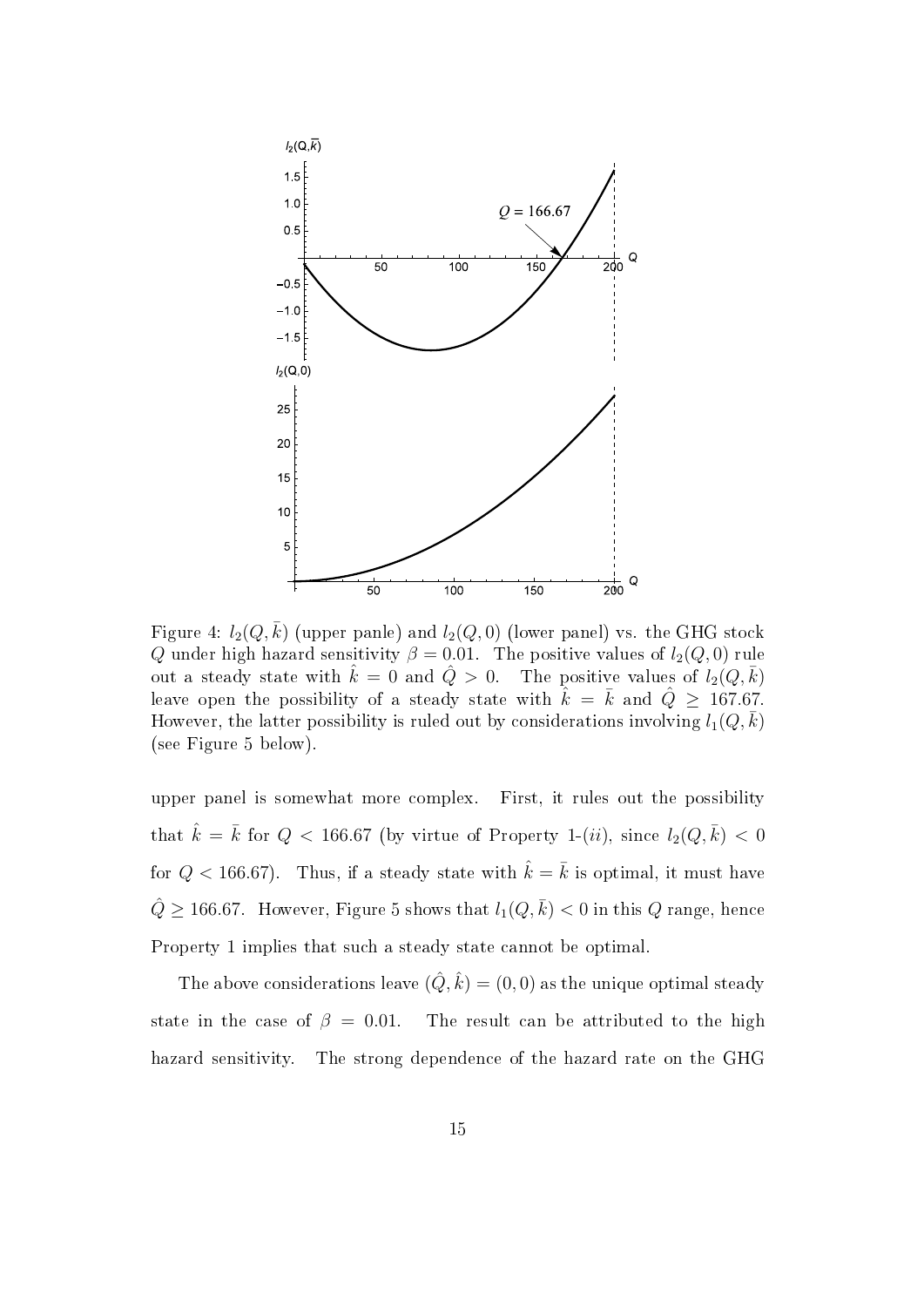Figure 4: $l_2(Q, \bar{k})$ (upper panle) and $l_2(Q, 0)$ (lower panel) vs. the GHG stock $Q$ under high hazard sensitivity $\beta = 0.01$. The positive values of $l_2(Q, 0)$ rule out a steady state with $\hat{k} = 0$ and $\hat{Q} > 0$. The positive values of $l_2(Q, \bar{k})$ leave open the possibility of a steady state with $\hat{k} = \bar{k}$ and $\hat{Q} \geq 167.67$. However, the latter possibility is ruled out by considerations involving $l_1(Q, \bar{k})$ (see Figure 5 below).

upper panel is somewhat more complex. First, it rules out the possibility that $\hat{k} = \bar{k}$ for $Q < 166.67$ (by virtue of Property 1-($ii$), since $l_2(Q, \bar{k}) < 0$ for $Q < 166.67$). Thus, if a steady state with $\hat{k} = \bar{k}$ is optimal, it must have $\hat{Q} \geq 166.67$. However, Figure 5 shows that $l_1(Q, \bar{k}) < 0$ in this $Q$ range, hence Property 1 implies that such a steady state cannot be optimal.

The above considerations leave $(\hat{Q}, \hat{k}) = (0, 0)$ as the unique optimal steady state in the case of $\beta = 0.01$. The result can be attributed to the high hazard sensitivity. The strong dependence of the hazard rate on the GHG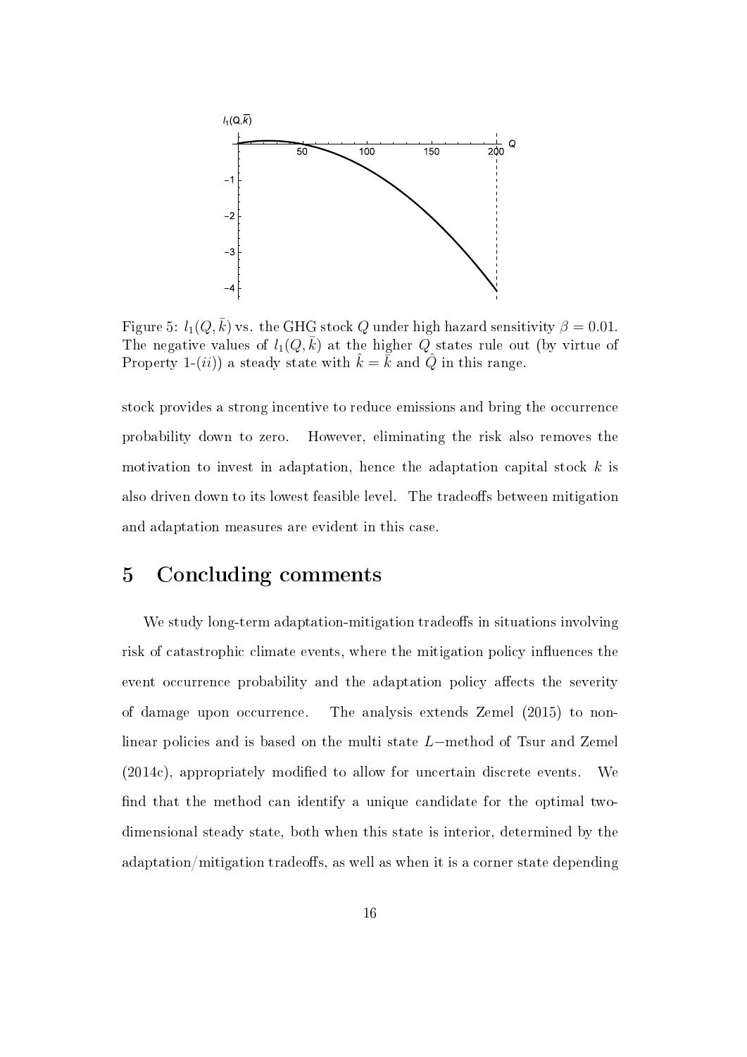Figure 5: $l_1(Q, \bar{k})$ vs. the GHG stock $Q$ under high hazard sensitivity $\beta = 0.01$. The negative values of $l_1(Q, \bar{k})$ at the higher $Q$ states rule out (by virtue of Property 1-(*ii*)) a steady state with $\hat{k} = \bar{k}$ and $\hat{Q}$ in this range.

stock provides a strong incentive to reduce emissions and bring the occurrence probability down to zero. However, eliminating the risk also removes the motivation to invest in adaptation, hence the adaptation capital stock $k$ is also driven down to its lowest feasible level. The tradeoffs between mitigation and adaptation measures are evident in this case.

# 5 Concluding comments

We study long-term adaptation-mitigation tradeoffs in situations involving risk of catastrophic climate events, where the mitigation policy influences the event occurrence probability and the adaptation policy affects the severity of damage upon occurrence. The analysis extends Zemel (2015) to non-linear policies and is based on the multi state $L-$method of Tsur and Zemel (2014c), appropriately modified to allow for uncertain discrete events. We find that the method can identify a unique candidate for the optimal two-dimensional steady state, both when this state is interior, determined by the adaptation/mitigation tradeoffs, as well as when it is a corner state depending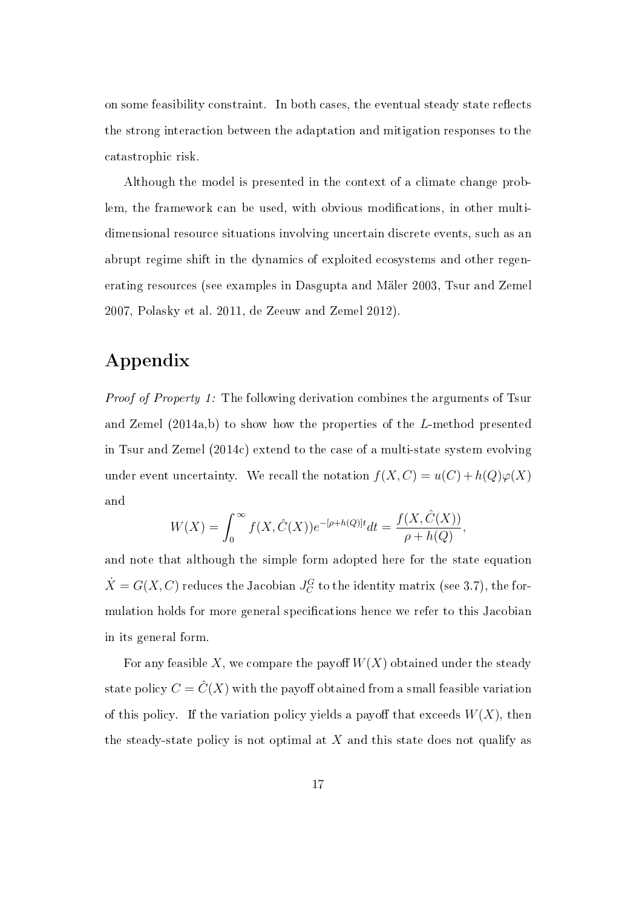on some feasibility constraint. In both cases, the eventual steady state reflects the strong interaction between the adaptation and mitigation responses to the catastrophic risk.

Although the model is presented in the context of a climate change problem, the framework can be used, with obvious modifications, in other multidimensional resource situations involving uncertain discrete events, such as an abrupt regime shift in the dynamics of exploited ecosystems and other regenerating resources (see examples in Dasgupta and Mäler 2003, Tsur and Zemel 2007, Polasky et al. 2011, de Zeeuw and Zemel 2012).

# Appendix

*Proof of Property 1:* The following derivation combines the arguments of Tsur and Zemel (2014a,b) to show how the properties of the $L$-method presented in Tsur and Zemel (2014c) extend to the case of a multi-state system evolving under event uncertainty. We recall the notation $f(X,C) = u(C) + h(Q)\varphi(X)$ and

$$W(X) = \int_0^\infty f(X, \hat{C}(X))e^{-[\rho+h(Q)]t}dt = \frac{f(X, \hat{C}(X))}{\rho + h(Q)},$$

and note that although the simple form adopted here for the state equation $\dot{X} = G(X,C)$ reduces the Jacobian $J_C^G$ to the identity matrix (see 3.7), the formulation holds for more general specifications hence we refer to this Jacobian in its general form.

For any feasible $X$, we compare the payoff $W(X)$ obtained under the steady state policy $C = \hat{C}(X)$ with the payoff obtained from a small feasible variation of this policy. If the variation policy yields a payoff that exceeds $W(X)$, then the steady-state policy is not optimal at $X$ and this state does not qualify as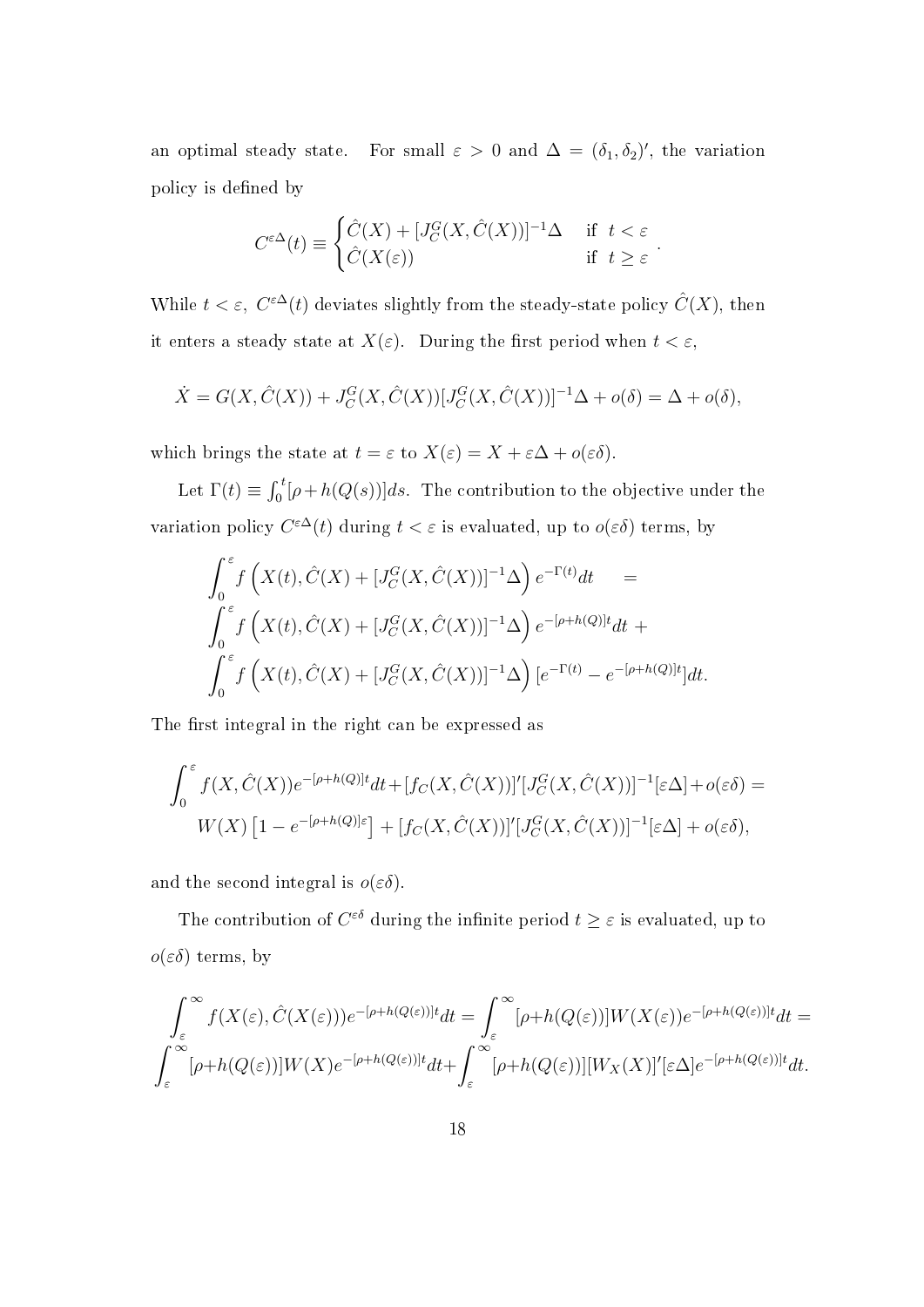an optimal steady state. For small $\varepsilon > 0$ and $\Delta = (\delta_1, \delta_2)'$, the variation policy is defined by

$$C^{\varepsilon\Delta}(t) \equiv \begin{cases} \hat{C}(X) + [J_C^G(X, \hat{C}(X))]^{-1}\Delta & \text{if } t < \varepsilon \\ \hat{C}(X(\varepsilon)) & \text{if } t \geq \varepsilon \end{cases}.$$

While $t < \varepsilon$, $C^{\varepsilon\Delta}(t)$ deviates slightly from the steady-state policy $\hat{C}(X)$, then it enters a steady state at $X(\varepsilon)$. During the first period when $t < \varepsilon$,

$$\dot{X} = G(X, \hat{C}(X)) + J_C^G(X, \hat{C}(X))[J_C^G(X, \hat{C}(X))]^{-1}\Delta + o(\delta) = \Delta + o(\delta),$$

which brings the state at $t = \varepsilon$ to $X(\varepsilon) = X + \varepsilon\Delta + o(\varepsilon\delta)$.

Let $\Gamma(t) \equiv \int_0^t [\rho + h(Q(s))]ds$. The contribution to the objective under the variation policy $C^{\varepsilon\Delta}(t)$ during $t < \varepsilon$ is evaluated, up to $o(\varepsilon\delta)$ terms, by

$$\int_0^\varepsilon f\left(X(t), \hat{C}(X) + [J_C^G(X, \hat{C}(X))]^{-1}\Delta\right) e^{-\Gamma(t)}dt \quad = \\ \int_0^\varepsilon f\left(X(t), \hat{C}(X) + [J_C^G(X, \hat{C}(X))]^{-1}\Delta\right) e^{-[\rho+h(Q)]t}dt \; + \\ \int_0^\varepsilon f\left(X(t), \hat{C}(X) + [J_C^G(X, \hat{C}(X))]^{-1}\Delta\right) [e^{-\Gamma(t)} - e^{-[\rho+h(Q)]t}]dt.$$

The first integral in the right can be expressed as

$$\int_0^\varepsilon f(X, \hat{C}(X))e^{-[\rho+h(Q)]t}dt + [f_C(X, \hat{C}(X))]'[J_C^G(X, \hat{C}(X))]^{-1}[\varepsilon\Delta] + o(\varepsilon\delta) = \\ W(X)\left[1 - e^{-[\rho+h(Q)]\varepsilon}\right] + [f_C(X, \hat{C}(X))]'[J_C^G(X, \hat{C}(X))]^{-1}[\varepsilon\Delta] + o(\varepsilon\delta),$$

and the second integral is $o(\varepsilon\delta)$.

The contribution of $C^{\varepsilon\delta}$ during the infinite period $t \geq \varepsilon$ is evaluated, up to $o(\varepsilon\delta)$ terms, by

$$\int_\varepsilon^\infty f(X(\varepsilon), \hat{C}(X(\varepsilon)))e^{-[\rho+h(Q(\varepsilon))]t}dt = \int_\varepsilon^\infty [\rho+h(Q(\varepsilon))]W(X(\varepsilon))e^{-[\rho+h(Q(\varepsilon))]t}dt = \\ \int_\varepsilon^\infty [\rho+h(Q(\varepsilon))]W(X)e^{-[\rho+h(Q(\varepsilon))]t}dt + \int_\varepsilon^\infty [\rho+h(Q(\varepsilon))][W_X(X)]'[\varepsilon\Delta]e^{-[\rho+h(Q(\varepsilon))]t}dt.$$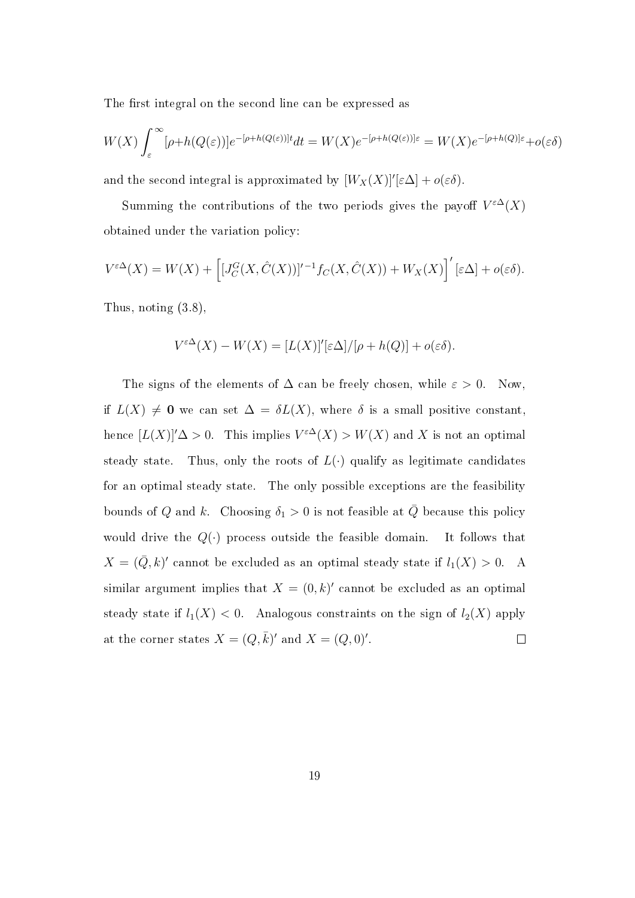The first integral on the second line can be expressed as

$$W(X)\int_{\varepsilon}^{\infty}[\rho+h(Q(\varepsilon))]e^{-[\rho+h(Q(\varepsilon))]t}dt = W(X)e^{-[\rho+h(Q(\varepsilon))]\varepsilon} = W(X)e^{-[\rho+h(Q)]\varepsilon}+o(\varepsilon\delta)$$

and the second integral is approximated by $[W_X(X)]'[\varepsilon\Delta] + o(\varepsilon\delta)$.

Summing the contributions of the two periods gives the payoff $V^{\varepsilon\Delta}(X)$ obtained under the variation policy:

$$V^{\varepsilon\Delta}(X) = W(X) + \left[[J_C^G(X,\hat{C}(X))]'^{-1}f_C(X,\hat{C}(X)) + W_X(X)\right]'[\varepsilon\Delta] + o(\varepsilon\delta).$$

Thus, noting (3.8),

$$V^{\varepsilon\Delta}(X) - W(X) = [L(X)]'[\varepsilon\Delta]/[\rho + h(Q)] + o(\varepsilon\delta).$$

The signs of the elements of $\Delta$ can be freely chosen, while $\varepsilon > 0$. Now, if $L(X) \neq \mathbf{0}$ we can set $\Delta = \delta L(X)$, where $\delta$ is a small positive constant, hence $[L(X)]'\Delta > 0$. This implies $V^{\varepsilon\Delta}(X) > W(X)$ and $X$ is not an optimal steady state. Thus, only the roots of $L(\cdot)$ qualify as legitimate candidates for an optimal steady state. The only possible exceptions are the feasibility bounds of $Q$ and $k$. Choosing $\delta_1 > 0$ is not feasible at $\bar{Q}$ because this policy would drive the $Q(\cdot)$ process outside the feasible domain. It follows that $X = (\bar{Q}, k)'$ cannot be excluded as an optimal steady state if $l_1(X) > 0$. A similar argument implies that $X = (0, k)'$ cannot be excluded as an optimal steady state if $l_1(X) < 0$. Analogous constraints on the sign of $l_2(X)$ apply at the corner states $X = (Q, \bar{k})'$ and $X = (Q, 0)'$. $\square$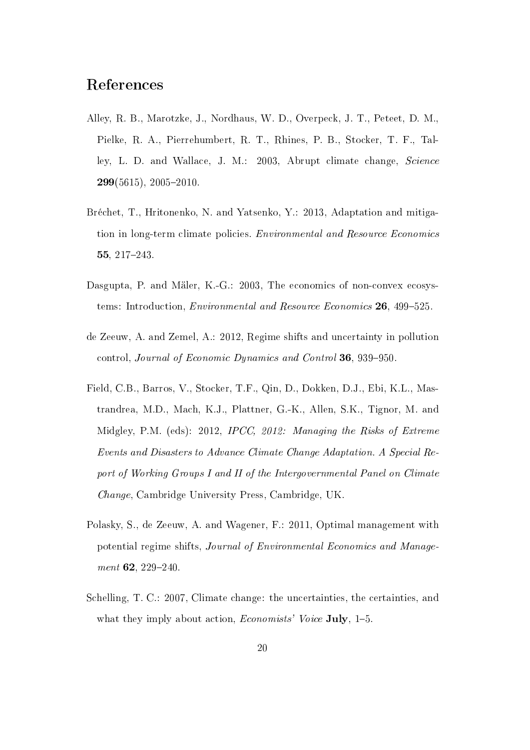# References

Alley, R. B., Marotzke, J., Nordhaus, W. D., Overpeck, J. T., Peteet, D. M., Pielke, R. A., Pierrehumbert, R. T., Rhines, P. B., Stocker, T. F., Talley, L. D. and Wallace, J. M.: 2003, Abrupt climate change, *Science* **299**(5615), 2005–2010.

Bréchet, T., Hritonenko, N. and Yatsenko, Y.: 2013, Adaptation and mitigation in long-term climate policies. *Environmental and Resource Economics* **55**, 217–243.

Dasgupta, P. and Mäler, K.-G.: 2003, The economics of non-convex ecosystems: Introduction, *Environmental and Resource Economics* **26**, 499–525.

de Zeeuw, A. and Zemel, A.: 2012, Regime shifts and uncertainty in pollution control, *Journal of Economic Dynamics and Control* **36**, 939–950.

Field, C.B., Barros, V., Stocker, T.F., Qin, D., Dokken, D.J., Ebi, K.L., Mastrandrea, M.D., Mach, K.J., Plattner, G.-K., Allen, S.K., Tignor, M. and Midgley, P.M. (eds): 2012, *IPCC, 2012: Managing the Risks of Extreme Events and Disasters to Advance Climate Change Adaptation. A Special Report of Working Groups I and II of the Intergovernmental Panel on Climate Change*, Cambridge University Press, Cambridge, UK.

Polasky, S., de Zeeuw, A. and Wagener, F.: 2011, Optimal management with potential regime shifts, *Journal of Environmental Economics and Management* **62**, 229–240.

Schelling, T. C.: 2007, Climate change: the uncertainties, the certainties, and what they imply about action, *Economists' Voice* **July**, 1–5.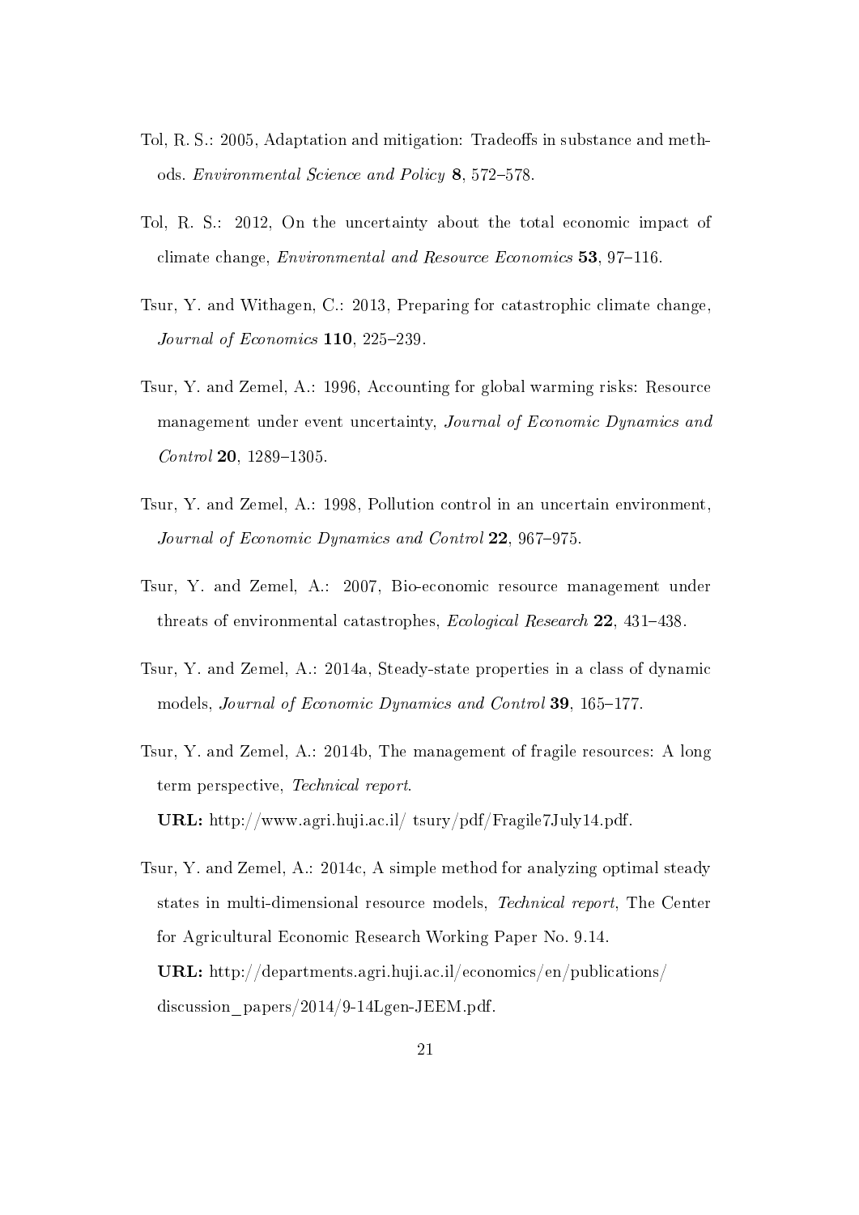Tol, R. S.: 2005, Adaptation and mitigation: Tradeoffs in substance and methods. *Environmental Science and Policy* **8**, 572–578.

Tol, R. S.: 2012, On the uncertainty about the total economic impact of climate change, *Environmental and Resource Economics* **53**, 97–116.

Tsur, Y. and Withagen, C.: 2013, Preparing for catastrophic climate change, *Journal of Economics* **110**, 225–239.

Tsur, Y. and Zemel, A.: 1996, Accounting for global warming risks: Resource management under event uncertainty, *Journal of Economic Dynamics and Control* **20**, 1289–1305.

Tsur, Y. and Zemel, A.: 1998, Pollution control in an uncertain environment, *Journal of Economic Dynamics and Control* **22**, 967–975.

Tsur, Y. and Zemel, A.: 2007, Bio-economic resource management under threats of environmental catastrophes, *Ecological Research* **22**, 431–438.

Tsur, Y. and Zemel, A.: 2014a, Steady-state properties in a class of dynamic models, *Journal of Economic Dynamics and Control* **39**, 165–177.

Tsur, Y. and Zemel, A.: 2014b, The management of fragile resources: A long term perspective, *Technical report*.
**URL:** http://www.agri.huji.ac.il/ tsury/pdf/Fragile7July14.pdf.

Tsur, Y. and Zemel, A.: 2014c, A simple method for analyzing optimal steady states in multi-dimensional resource models, *Technical report*, The Center for Agricultural Economic Research Working Paper No. 9.14.
**URL:** http://departments.agri.huji.ac.il/economics/en/publications/discussion_papers/2014/9-14Lgen-JEEM.pdf.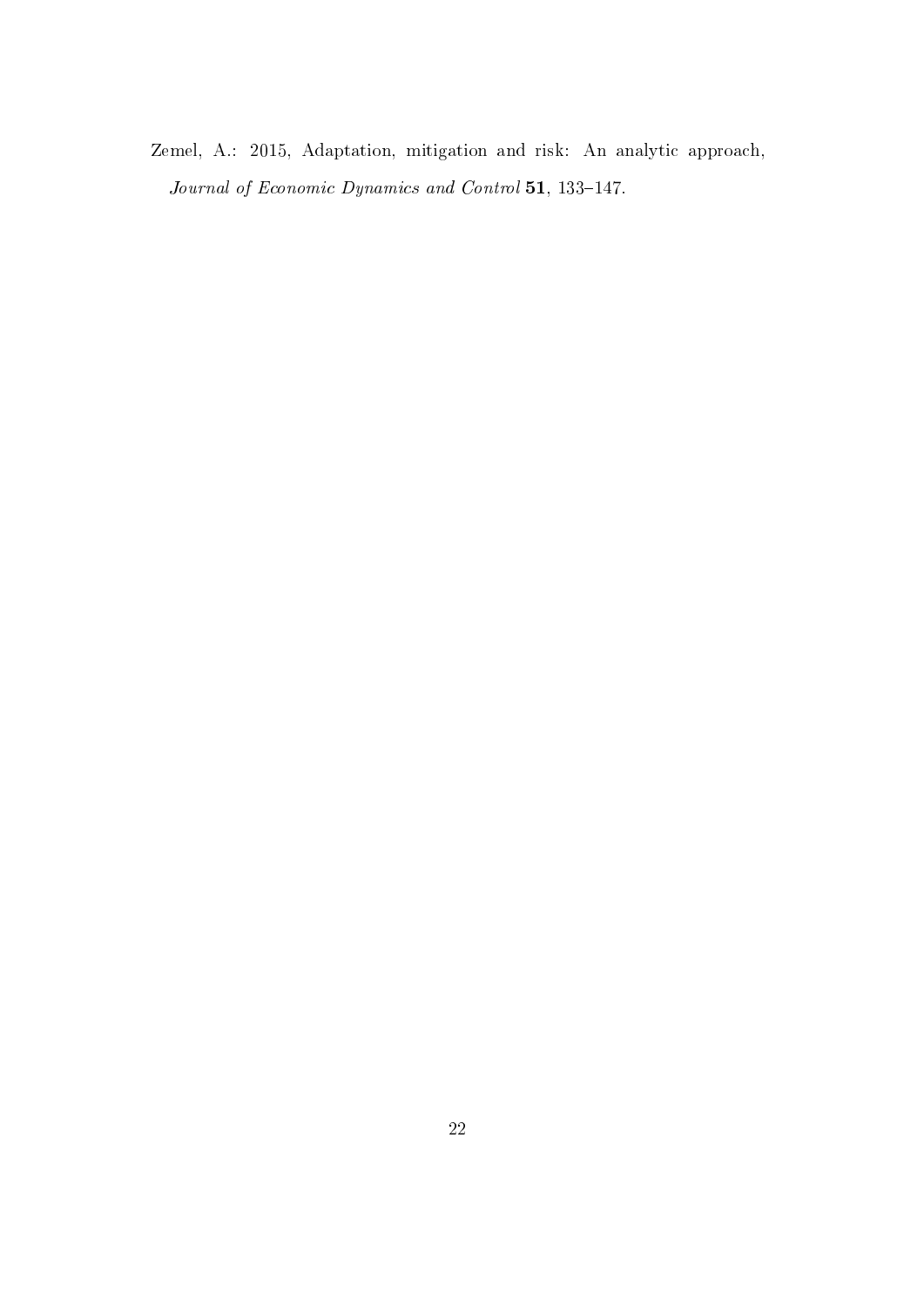Zemel, A.: 2015, Adaptation, mitigation and risk: An analytic approach, *Journal of Economic Dynamics and Control* **51**, 133–147.